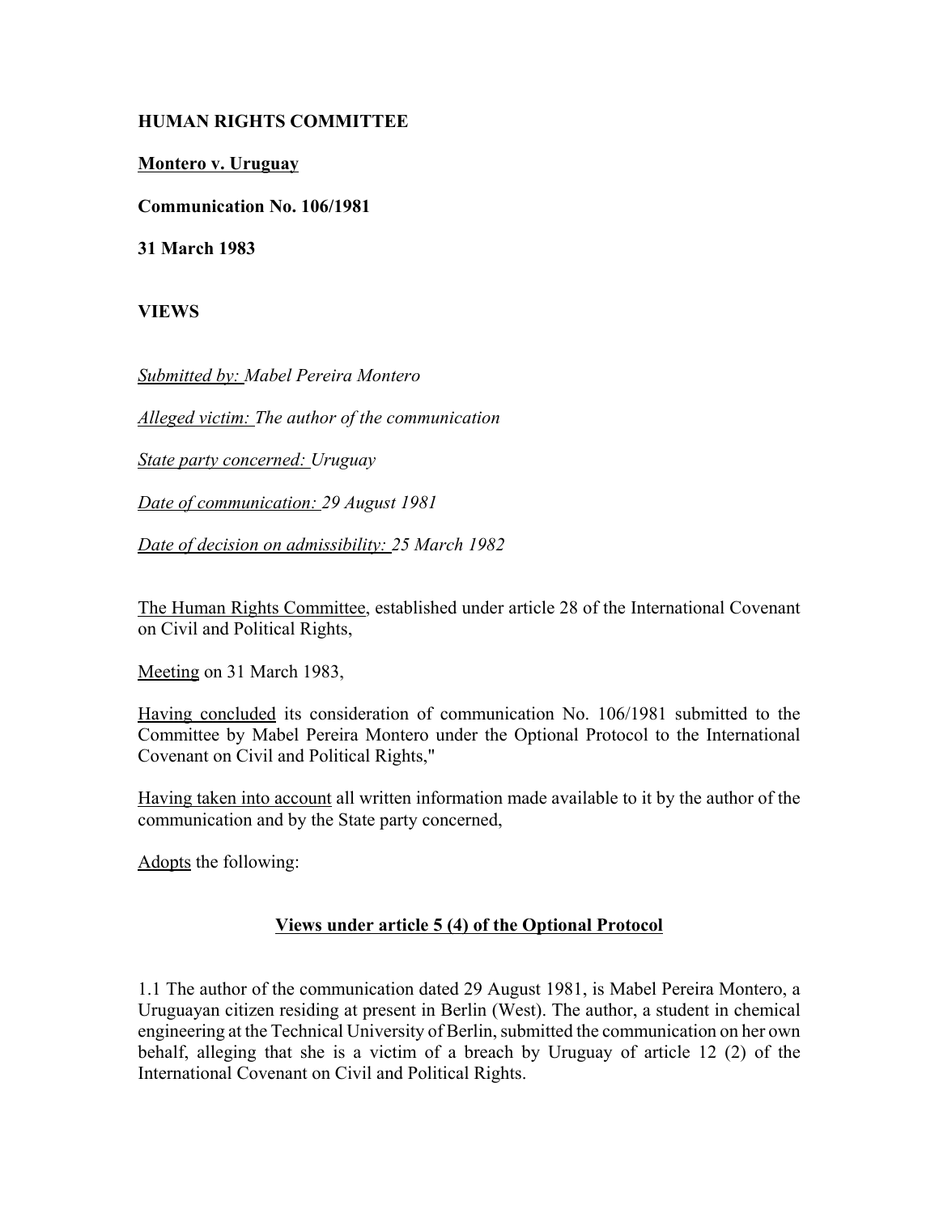**HUMAN RIGHTS COMMITTEE**

**Montero v. Uruguay**

**Communication No. 106/1981**

**31 March 1983**

**VIEWS**

*Submitted by: Mabel Pereira Montero*

*Alleged victim: The author of the communication*

*State party concerned: Uruguay*

*Date of communication: 29 August 1981*

*Date of decision on admissibility: 25 March 1982*

The Human Rights Committee, established under article 28 of the International Covenant on Civil and Political Rights,

Meeting on 31 March 1983,

Having concluded its consideration of communication No. 106/1981 submitted to the Committee by Mabel Pereira Montero under the Optional Protocol to the International Covenant on Civil and Political Rights,"

Having taken into account all written information made available to it by the author of the communication and by the State party concerned,

Adopts the following:

## Views under article 5 (4) of the Optional Protocol

1.1 The author of the communication dated 29 August 1981, is Mabel Pereira Montero, a Uruguayan citizen residing at present in Berlin (West). The author, a student in chemical engineering at the Technical University of Berlin, submitted the communication on her own behalf, alleging that she is a victim of a breach by Uruguay of article 12 (2) of the International Covenant on Civil and Political Rights.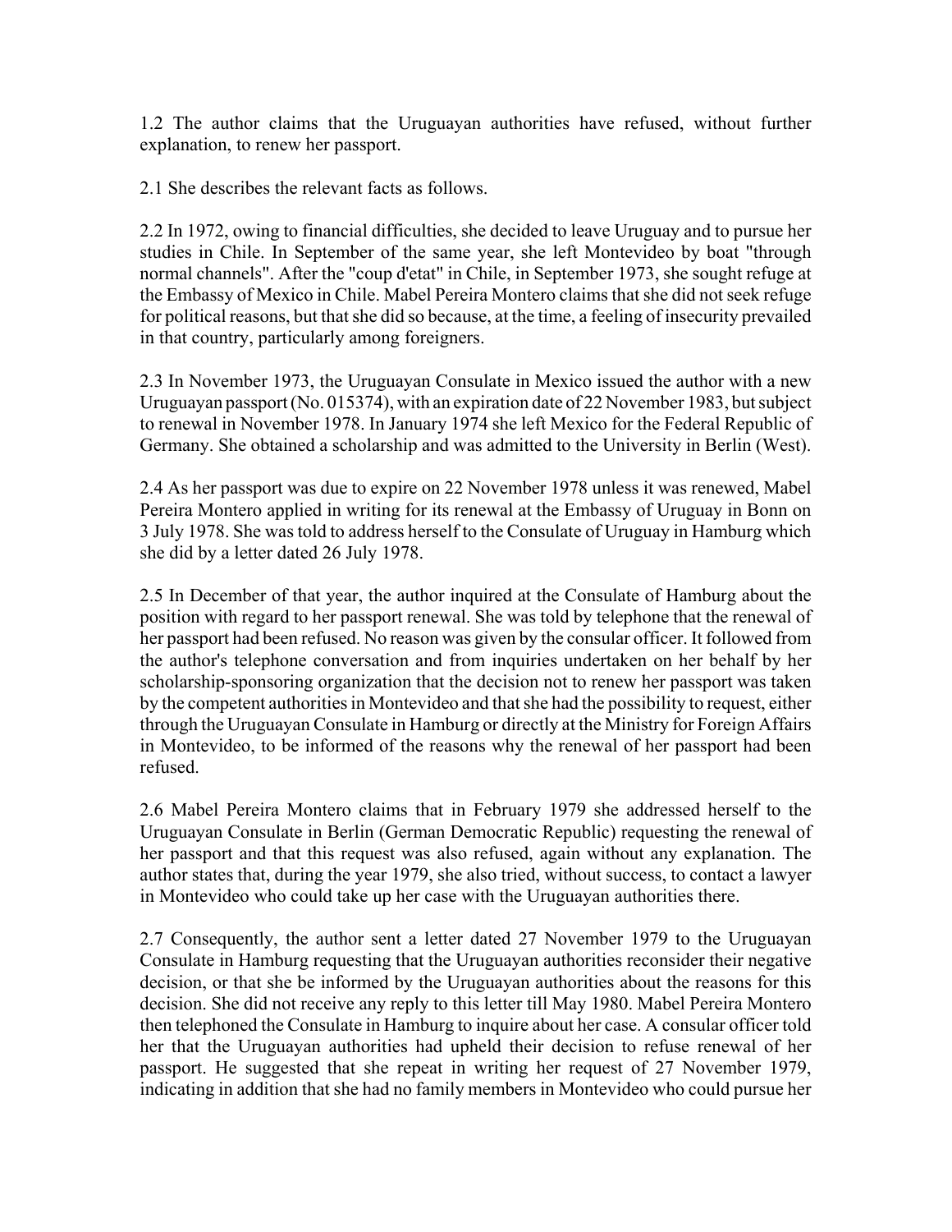1.2 The author claims that the Uruguayan authorities have refused, without further explanation, to renew her passport.

2.1 She describes the relevant facts as follows.

2.2 In 1972, owing to financial difficulties, she decided to leave Uruguay and to pursue her studies in Chile. In September of the same year, she left Montevideo by boat "through normal channels". After the "coup d'etat" in Chile, in September 1973, she sought refuge at the Embassy of Mexico in Chile. Mabel Pereira Montero claims that she did not seek refuge for political reasons, but that she did so because, at the time, a feeling of insecurity prevailed in that country, particularly among foreigners.

2.3 In November 1973, the Uruguayan Consulate in Mexico issued the author with a new Uruguayan passport (No. 015374), with an expiration date of 22 November 1983, but subject to renewal in November 1978. In January 1974 she left Mexico for the Federal Republic of Germany. She obtained a scholarship and was admitted to the University in Berlin (West).

2.4 As her passport was due to expire on 22 November 1978 unless it was renewed, Mabel Pereira Montero applied in writing for its renewal at the Embassy of Uruguay in Bonn on 3 July 1978. She was told to address herself to the Consulate of Uruguay in Hamburg which she did by a letter dated 26 July 1978.

2.5 In December of that year, the author inquired at the Consulate of Hamburg about the position with regard to her passport renewal. She was told by telephone that the renewal of her passport had been refused. No reason was given by the consular officer. It followed from the author's telephone conversation and from inquiries undertaken on her behalf by her scholarship-sponsoring organization that the decision not to renew her passport was taken by the competent authorities in Montevideo and that she had the possibility to request, either through the Uruguayan Consulate in Hamburg or directly at the Ministry for Foreign Affairs in Montevideo, to be informed of the reasons why the renewal of her passport had been refused.

2.6 Mabel Pereira Montero claims that in February 1979 she addressed herself to the Uruguayan Consulate in Berlin (German Democratic Republic) requesting the renewal of her passport and that this request was also refused, again without any explanation. The author states that, during the year 1979, she also tried, without success, to contact a lawyer in Montevideo who could take up her case with the Uruguayan authorities there.

2.7 Consequently, the author sent a letter dated 27 November 1979 to the Uruguayan Consulate in Hamburg requesting that the Uruguayan authorities reconsider their negative decision, or that she be informed by the Uruguayan authorities about the reasons for this decision. She did not receive any reply to this letter till May 1980. Mabel Pereira Montero then telephoned the Consulate in Hamburg to inquire about her case. A consular officer told her that the Uruguayan authorities had upheld their decision to refuse renewal of her passport. He suggested that she repeat in writing her request of 27 November 1979, indicating in addition that she had no family members in Montevideo who could pursue her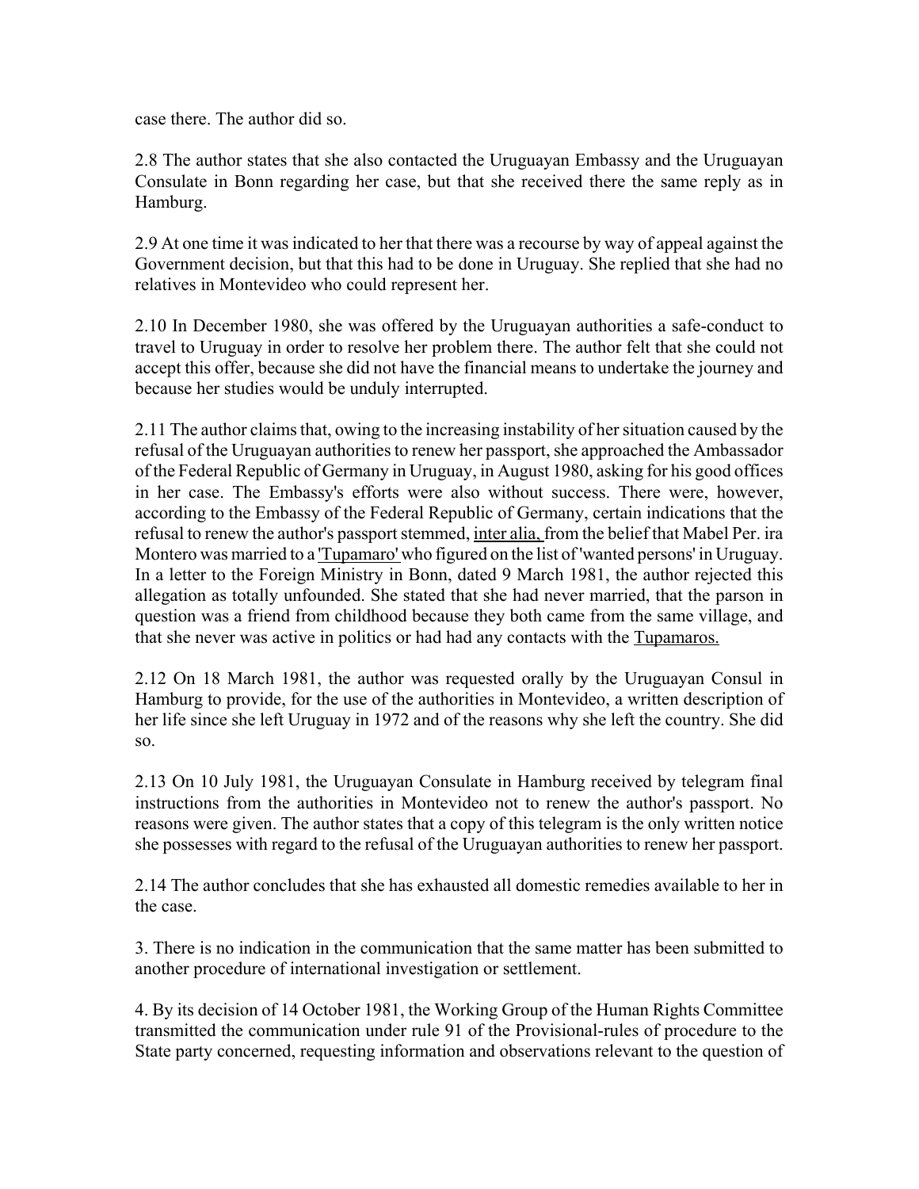case there. The author did so.

2.8 The author states that she also contacted the Uruguayan Embassy and the Uruguayan Consulate in Bonn regarding her case, but that she received there the same reply as in Hamburg.

2.9 At one time it was indicated to her that there was a recourse by way of appeal against the Government decision, but that this had to be done in Uruguay. She replied that she had no relatives in Montevideo who could represent her.

2.10 In December 1980, she was offered by the Uruguayan authorities a safe-conduct to travel to Uruguay in order to resolve her problem there. The author felt that she could not accept this offer, because she did not have the financial means to undertake the journey and because her studies would be unduly interrupted.

2.11 The author claims that, owing to the increasing instability of her situation caused by the refusal of the Uruguayan authorities to renew her passport, she approached the Ambassador of the Federal Republic of Germany in Uruguay, in August 1980, asking for his good offices in her case. The Embassy's efforts were also without success. There were, however, according to the Embassy of the Federal Republic of Germany, certain indications that the refusal to renew the author's passport stemmed, inter alia, from the belief that Mabel Per. ira Montero was married to a 'Tupamaro' who figured on the list of 'wanted persons' in Uruguay. In a letter to the Foreign Ministry in Bonn, dated 9 March 1981, the author rejected this allegation as totally unfounded. She stated that she had never married, that the parson in question was a friend from childhood because they both came from the same village, and that she never was active in politics or had had any contacts with the Tupamaros.

2.12 On 18 March 1981, the author was requested orally by the Uruguayan Consul in Hamburg to provide, for the use of the authorities in Montevideo, a written description of her life since she left Uruguay in 1972 and of the reasons why she left the country. She did so.

2.13 On 10 July 1981, the Uruguayan Consulate in Hamburg received by telegram final instructions from the authorities in Montevideo not to renew the author's passport. No reasons were given. The author states that a copy of this telegram is the only written notice she possesses with regard to the refusal of the Uruguayan authorities to renew her passport.

2.14 The author concludes that she has exhausted all domestic remedies available to her in the case.

3. There is no indication in the communication that the same matter has been submitted to another procedure of international investigation or settlement.

4. By its decision of 14 October 1981, the Working Group of the Human Rights Committee transmitted the communication under rule 91 of the Provisional-rules of procedure to the State party concerned, requesting information and observations relevant to the question of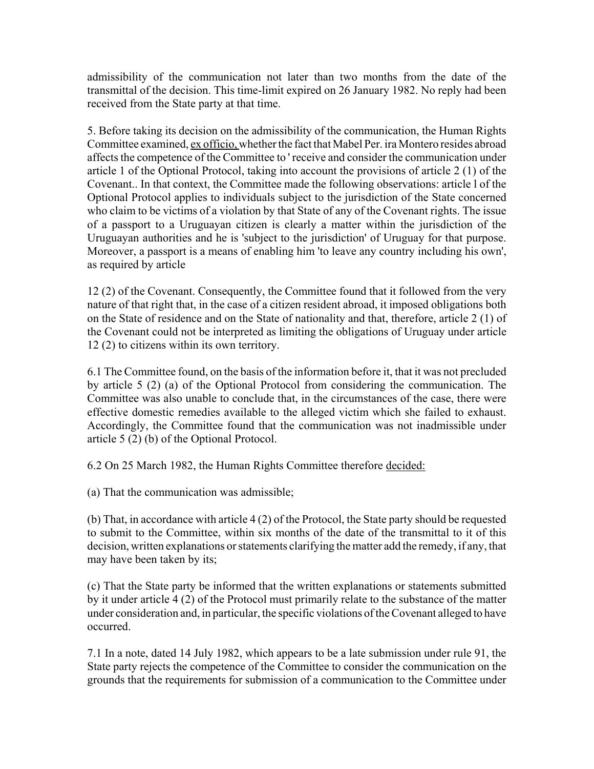admissibility of the communication not later than two months from the date of the transmittal of the decision. This time-limit expired on 26 January 1982. No reply had been received from the State party at that time.

5. Before taking its decision on the admissibility of the communication, the Human Rights Committee examined, ex officio, whether the fact that Mabel Per. ira Montero resides abroad affects the competence of the Committee to ' receive and consider the communication under article 1 of the Optional Protocol, taking into account the provisions of article 2 (1) of the Covenant.. In that context, the Committee made the following observations: article l of the Optional Protocol applies to individuals subject to the jurisdiction of the State concerned who claim to be victims of a violation by that State of any of the Covenant rights. The issue of a passport to a Uruguayan citizen is clearly a matter within the jurisdiction of the Uruguayan authorities and he is 'subject to the jurisdiction' of Uruguay for that purpose. Moreover, a passport is a means of enabling him 'to leave any country including his own', as required by article

12 (2) of the Covenant. Consequently, the Committee found that it followed from the very nature of that right that, in the case of a citizen resident abroad, it imposed obligations both on the State of residence and on the State of nationality and that, therefore, article 2 (1) of the Covenant could not be interpreted as limiting the obligations of Uruguay under article 12 (2) to citizens within its own territory.

6.1 The Committee found, on the basis of the information before it, that it was not precluded by article 5 (2) (a) of the Optional Protocol from considering the communication. The Committee was also unable to conclude that, in the circumstances of the case, there were effective domestic remedies available to the alleged victim which she failed to exhaust. Accordingly, the Committee found that the communication was not inadmissible under article 5 (2) (b) of the Optional Protocol.

6.2 On 25 March 1982, the Human Rights Committee therefore decided:

(a) That the communication was admissible;

(b) That, in accordance with article 4 (2) of the Protocol, the State party should be requested to submit to the Committee, within six months of the date of the transmittal to it of this decision, written explanations or statements clarifying the matter add the remedy, if any, that may have been taken by its;

(c) That the State party be informed that the written explanations or statements submitted by it under article 4 (2) of the Protocol must primarily relate to the substance of the matter under consideration and, in particular, the specific violations of the Covenant alleged to have occurred.

7.1 In a note, dated 14 July 1982, which appears to be a late submission under rule 91, the State party rejects the competence of the Committee to consider the communication on the grounds that the requirements for submission of a communication to the Committee under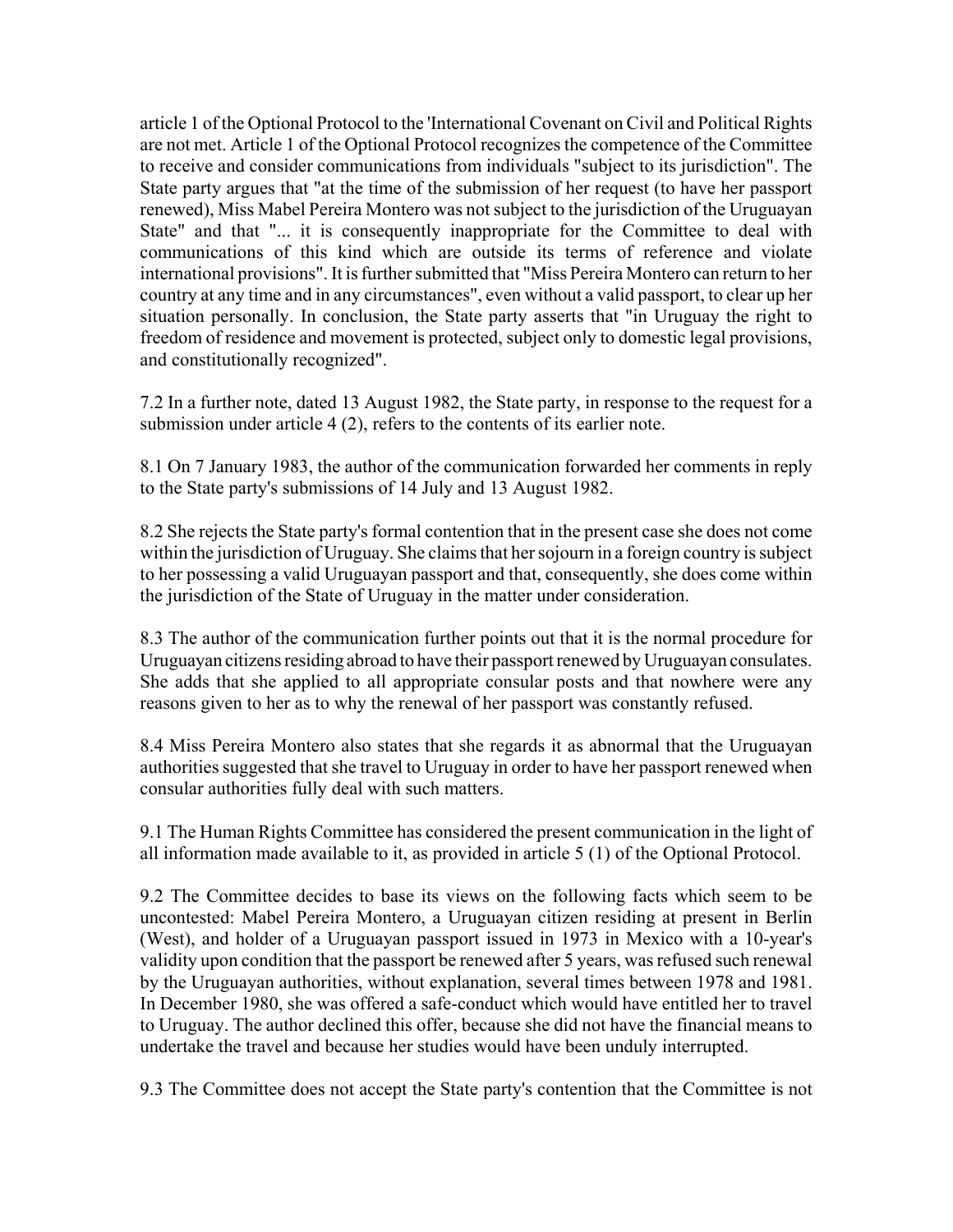article 1 of the Optional Protocol to the 'International Covenant on Civil and Political Rights are not met. Article 1 of the Optional Protocol recognizes the competence of the Committee to receive and consider communications from individuals "subject to its jurisdiction". The State party argues that "at the time of the submission of her request (to have her passport renewed), Miss Mabel Pereira Montero was not subject to the jurisdiction of the Uruguayan State" and that "... it is consequently inappropriate for the Committee to deal with communications of this kind which are outside its terms of reference and violate international provisions". It is further submitted that "Miss Pereira Montero can return to her country at any time and in any circumstances", even without a valid passport, to clear up her situation personally. In conclusion, the State party asserts that "in Uruguay the right to freedom of residence and movement is protected, subject only to domestic legal provisions, and constitutionally recognized".

7.2 In a further note, dated 13 August 1982, the State party, in response to the request for a submission under article 4 (2), refers to the contents of its earlier note.

8.1 On 7 January 1983, the author of the communication forwarded her comments in reply to the State party's submissions of 14 July and 13 August 1982.

8.2 She rejects the State party's formal contention that in the present case she does not come within the jurisdiction of Uruguay. She claims that her sojourn in a foreign country is subject to her possessing a valid Uruguayan passport and that, consequently, she does come within the jurisdiction of the State of Uruguay in the matter under consideration.

8.3 The author of the communication further points out that it is the normal procedure for Uruguayan citizens residing abroad to have their passport renewed by Uruguayan consulates. She adds that she applied to all appropriate consular posts and that nowhere were any reasons given to her as to why the renewal of her passport was constantly refused.

8.4 Miss Pereira Montero also states that she regards it as abnormal that the Uruguayan authorities suggested that she travel to Uruguay in order to have her passport renewed when consular authorities fully deal with such matters.

9.1 The Human Rights Committee has considered the present communication in the light of all information made available to it, as provided in article 5 (1) of the Optional Protocol.

9.2 The Committee decides to base its views on the following facts which seem to be uncontested: Mabel Pereira Montero, a Uruguayan citizen residing at present in Berlin (West), and holder of a Uruguayan passport issued in 1973 in Mexico with a 10-year's validity upon condition that the passport be renewed after 5 years, was refused such renewal by the Uruguayan authorities, without explanation, several times between 1978 and 1981. In December 1980, she was offered a safe-conduct which would have entitled her to travel to Uruguay. The author declined this offer, because she did not have the financial means to undertake the travel and because her studies would have been unduly interrupted.

9.3 The Committee does not accept the State party's contention that the Committee is not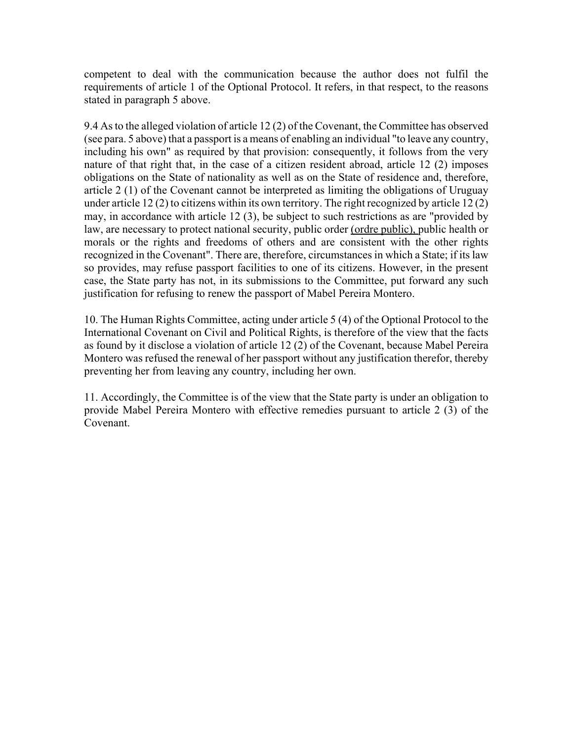competent to deal with the communication because the author does not fulfil the requirements of article 1 of the Optional Protocol. It refers, in that respect, to the reasons stated in paragraph 5 above.

9.4 As to the alleged violation of article 12 (2) of the Covenant, the Committee has observed (see para. 5 above) that a passport is a means of enabling an individual "to leave any country, including his own" as required by that provision: consequently, it follows from the very nature of that right that, in the case of a citizen resident abroad, article 12 (2) imposes obligations on the State of nationality as well as on the State of residence and, therefore, article 2 (1) of the Covenant cannot be interpreted as limiting the obligations of Uruguay under article 12 (2) to citizens within its own territory. The right recognized by article 12 (2) may, in accordance with article 12 (3), be subject to such restrictions as are "provided by law, are necessary to protect national security, public order (ordre public), public health or morals or the rights and freedoms of others and are consistent with the other rights recognized in the Covenant". There are, therefore, circumstances in which a State; if its law so provides, may refuse passport facilities to one of its citizens. However, in the present case, the State party has not, in its submissions to the Committee, put forward any such justification for refusing to renew the passport of Mabel Pereira Montero.

10. The Human Rights Committee, acting under article 5 (4) of the Optional Protocol to the International Covenant on Civil and Political Rights, is therefore of the view that the facts as found by it disclose a violation of article 12 (2) of the Covenant, because Mabel Pereira Montero was refused the renewal of her passport without any justification therefor, thereby preventing her from leaving any country, including her own.

11. Accordingly, the Committee is of the view that the State party is under an obligation to provide Mabel Pereira Montero with effective remedies pursuant to article 2 (3) of the Covenant.